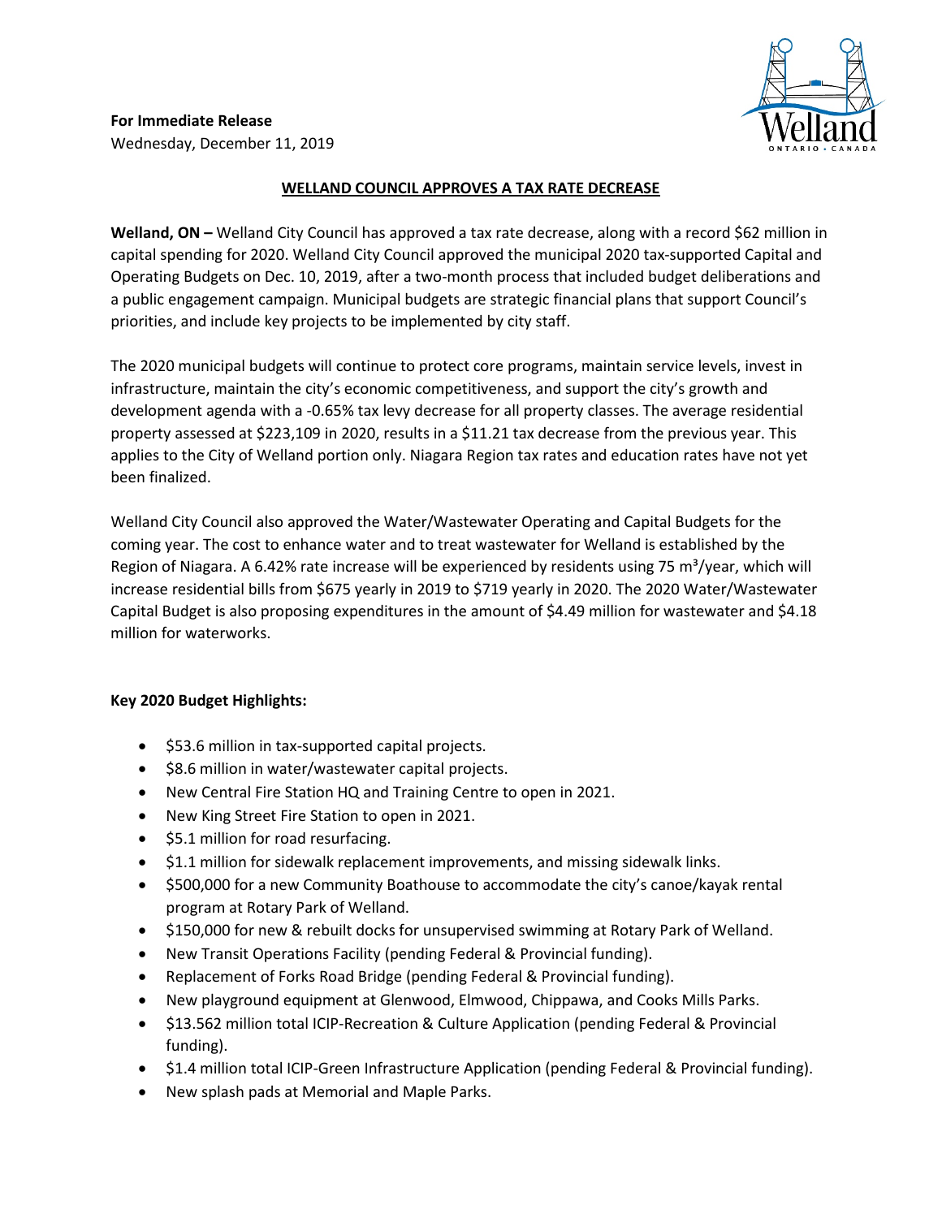**For Immediate Release**
Wednesday, December 11, 2019

## WELLAND COUNCIL APPROVES A TAX RATE DECREASE

**Welland, ON –** Welland City Council has approved a tax rate decrease, along with a record $62 million in capital spending for 2020. Welland City Council approved the municipal 2020 tax-supported Capital and Operating Budgets on Dec. 10, 2019, after a two-month process that included budget deliberations and a public engagement campaign. Municipal budgets are strategic financial plans that support Council's priorities, and include key projects to be implemented by city staff.

The 2020 municipal budgets will continue to protect core programs, maintain service levels, invest in infrastructure, maintain the city's economic competitiveness, and support the city's growth and development agenda with a -0.65% tax levy decrease for all property classes. The average residential property assessed at $223,109 in 2020, results in a $11.21 tax decrease from the previous year. This applies to the City of Welland portion only. Niagara Region tax rates and education rates have not yet been finalized.

Welland City Council also approved the Water/Wastewater Operating and Capital Budgets for the coming year. The cost to enhance water and to treat wastewater for Welland is established by the Region of Niagara. A 6.42% rate increase will be experienced by residents using 75 $m^3$/year, which will increase residential bills from $675 yearly in 2019 to $719 yearly in 2020. The 2020 Water/Wastewater Capital Budget is also proposing expenditures in the amount of $4.49 million for wastewater and $4.18 million for waterworks.

**Key 2020 Budget Highlights:**

- $53.6 million in tax-supported capital projects.
- $8.6 million in water/wastewater capital projects.
- New Central Fire Station HQ and Training Centre to open in 2021.
- New King Street Fire Station to open in 2021.
- $5.1 million for road resurfacing.
- $1.1 million for sidewalk replacement improvements, and missing sidewalk links.
- $500,000 for a new Community Boathouse to accommodate the city's canoe/kayak rental program at Rotary Park of Welland.
- $150,000 for new & rebuilt docks for unsupervised swimming at Rotary Park of Welland.
- New Transit Operations Facility (pending Federal & Provincial funding).
- Replacement of Forks Road Bridge (pending Federal & Provincial funding).
- New playground equipment at Glenwood, Elmwood, Chippawa, and Cooks Mills Parks.
- $13.562 million total ICIP-Recreation & Culture Application (pending Federal & Provincial funding).
- $1.4 million total ICIP-Green Infrastructure Application (pending Federal & Provincial funding).
- New splash pads at Memorial and Maple Parks.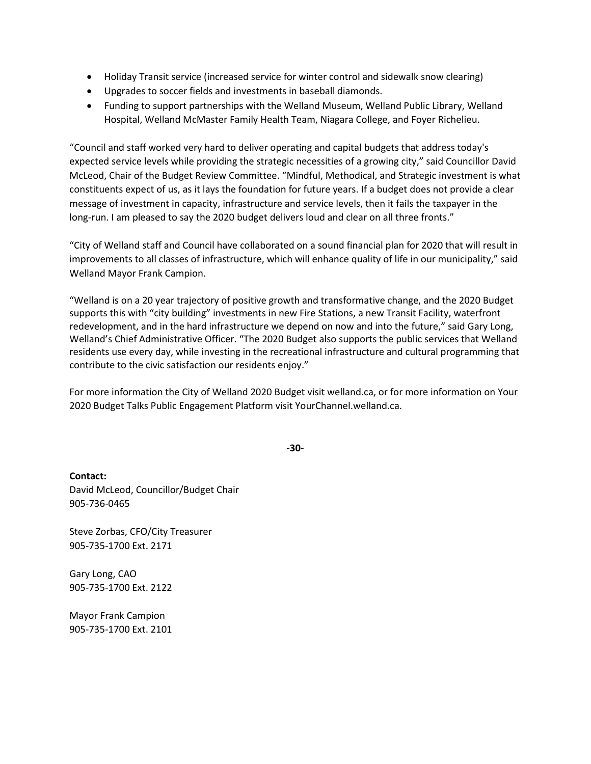- Holiday Transit service (increased service for winter control and sidewalk snow clearing)
- Upgrades to soccer fields and investments in baseball diamonds.
- Funding to support partnerships with the Welland Museum, Welland Public Library, Welland Hospital, Welland McMaster Family Health Team, Niagara College, and Foyer Richelieu.

"Council and staff worked very hard to deliver operating and capital budgets that address today's expected service levels while providing the strategic necessities of a growing city," said Councillor David McLeod, Chair of the Budget Review Committee. "Mindful, Methodical, and Strategic investment is what constituents expect of us, as it lays the foundation for future years. If a budget does not provide a clear message of investment in capacity, infrastructure and service levels, then it fails the taxpayer in the long-run. I am pleased to say the 2020 budget delivers loud and clear on all three fronts."

"City of Welland staff and Council have collaborated on a sound financial plan for 2020 that will result in improvements to all classes of infrastructure, which will enhance quality of life in our municipality," said Welland Mayor Frank Campion.

"Welland is on a 20 year trajectory of positive growth and transformative change, and the 2020 Budget supports this with "city building" investments in new Fire Stations, a new Transit Facility, waterfront redevelopment, and in the hard infrastructure we depend on now and into the future," said Gary Long, Welland's Chief Administrative Officer. "The 2020 Budget also supports the public services that Welland residents use every day, while investing in the recreational infrastructure and cultural programming that contribute to the civic satisfaction our residents enjoy."

For more information the City of Welland 2020 Budget visit welland.ca, or for more information on Your 2020 Budget Talks Public Engagement Platform visit YourChannel.welland.ca.

**-30-**

**Contact:**
David McLeod, Councillor/Budget Chair
905-736-0465

Steve Zorbas, CFO/City Treasurer
905-735-1700 Ext. 2171

Gary Long, CAO
905-735-1700 Ext. 2122

Mayor Frank Campion
905-735-1700 Ext. 2101